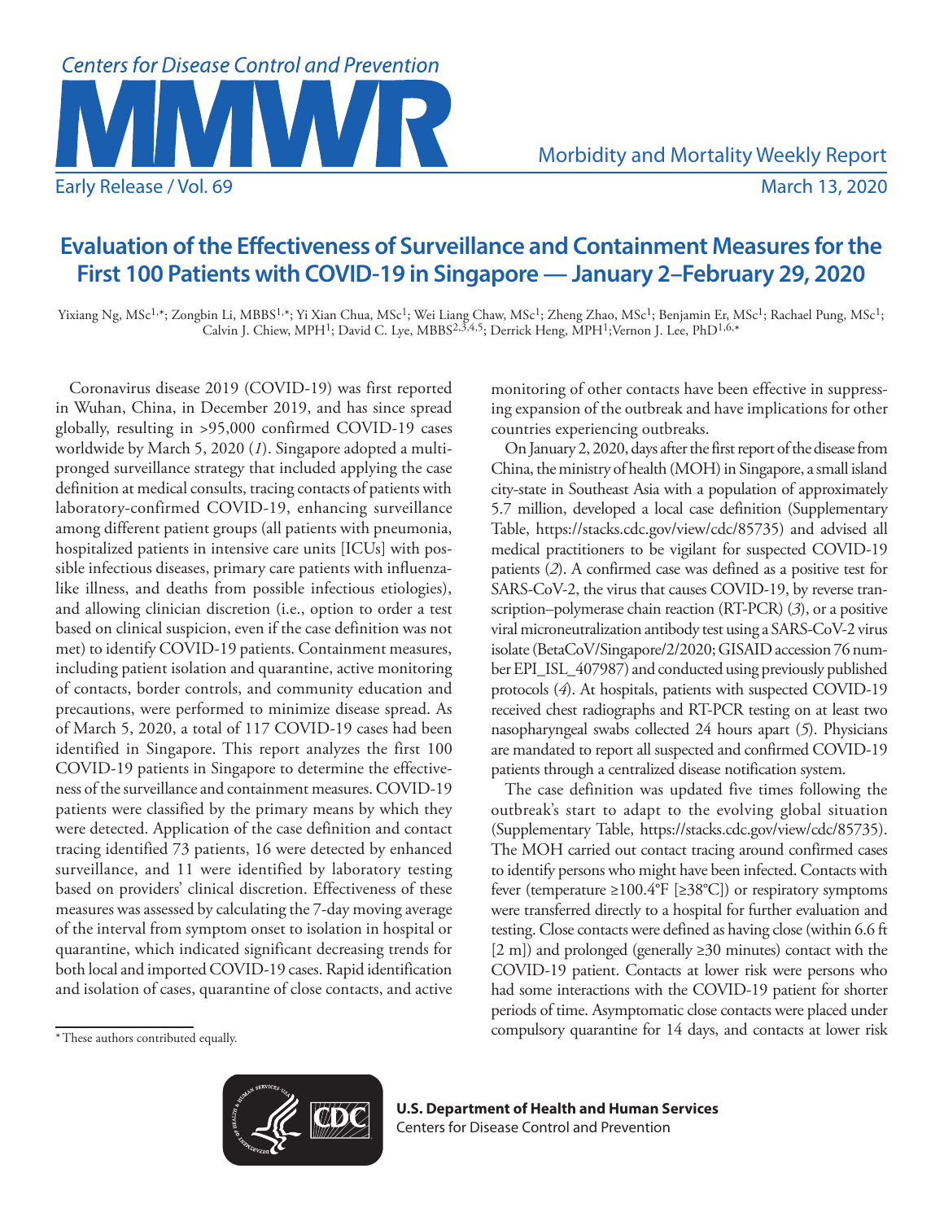# Evaluation of the Effectiveness of Surveillance and Containment Measures for the First 100 Patients with COVID-19 in Singapore — January 2–February 29, 2020

Yixiang Ng, MSc[1,*]; Zongbin Li, MBBS[1,*]; Yi Xian Chua, MSc[1]; Wei Liang Chaw, MSc[1]; Zheng Zhao, MSc[1]; Benjamin Er, MSc[1]; Rachael Pung, MSc[1]; Calvin J. Chiew, MPH[1]; David C. Lye, MBBS[2,3,4,5]; Derrick Heng, MPH[1];Vernon J. Lee, PhD[1,6,*]

Coronavirus disease 2019 (COVID-19) was first reported in Wuhan, China, in December 2019, and has since spread globally, resulting in >95,000 confirmed COVID-19 cases worldwide by March 5, 2020 (*1*). Singapore adopted a multipronged surveillance strategy that included applying the case definition at medical consults, tracing contacts of patients with laboratory-confirmed COVID-19, enhancing surveillance among different patient groups (all patients with pneumonia, hospitalized patients in intensive care units [ICUs] with possible infectious diseases, primary care patients with influenza-like illness, and deaths from possible infectious etiologies), and allowing clinician discretion (i.e., option to order a test based on clinical suspicion, even if the case definition was not met) to identify COVID-19 patients. Containment measures, including patient isolation and quarantine, active monitoring of contacts, border controls, and community education and precautions, were performed to minimize disease spread. As of March 5, 2020, a total of 117 COVID-19 cases had been identified in Singapore. This report analyzes the first 100 COVID-19 patients in Singapore to determine the effectiveness of the surveillance and containment measures. COVID-19 patients were classified by the primary means by which they were detected. Application of the case definition and contact tracing identified 73 patients, 16 were detected by enhanced surveillance, and 11 were identified by laboratory testing based on providers' clinical discretion. Effectiveness of these measures was assessed by calculating the 7-day moving average of the interval from symptom onset to isolation in hospital or quarantine, which indicated significant decreasing trends for both local and imported COVID-19 cases. Rapid identification and isolation of cases, quarantine of close contacts, and active monitoring of other contacts have been effective in suppressing expansion of the outbreak and have implications for other countries experiencing outbreaks.

On January 2, 2020, days after the first report of the disease from China, the ministry of health (MOH) in Singapore, a small island city-state in Southeast Asia with a population of approximately 5.7 million, developed a local case definition (Supplementary Table, https://stacks.cdc.gov/view/cdc/85735) and advised all medical practitioners to be vigilant for suspected COVID-19 patients (*2*). A confirmed case was defined as a positive test for SARS-CoV-2, the virus that causes COVID-19, by reverse transcription–polymerase chain reaction (RT-PCR) (*3*), or a positive viral microneutralization antibody test using a SARS-CoV-2 virus isolate (BetaCoV/Singapore/2/2020; GISAID accession 76 number EPI_ISL_407987) and conducted using previously published protocols (*4*). At hospitals, patients with suspected COVID-19 received chest radiographs and RT-PCR testing on at least two nasopharyngeal swabs collected 24 hours apart (*5*). Physicians are mandated to report all suspected and confirmed COVID-19 patients through a centralized disease notification system.

The case definition was updated five times following the outbreak's start to adapt to the evolving global situation (Supplementary Table, https://stacks.cdc.gov/view/cdc/85735). The MOH carried out contact tracing around confirmed cases to identify persons who might have been infected. Contacts with fever (temperature ≥100.4°F [≥38°C]) or respiratory symptoms were transferred directly to a hospital for further evaluation and testing. Close contacts were defined as having close (within 6.6 ft [2 m]) and prolonged (generally ≥30 minutes) contact with the COVID-19 patient. Contacts at lower risk were persons who had some interactions with the COVID-19 patient for shorter periods of time. Asymptomatic close contacts were placed under compulsory quarantine for 14 days, and contacts at lower risk

\* These authors contributed equally.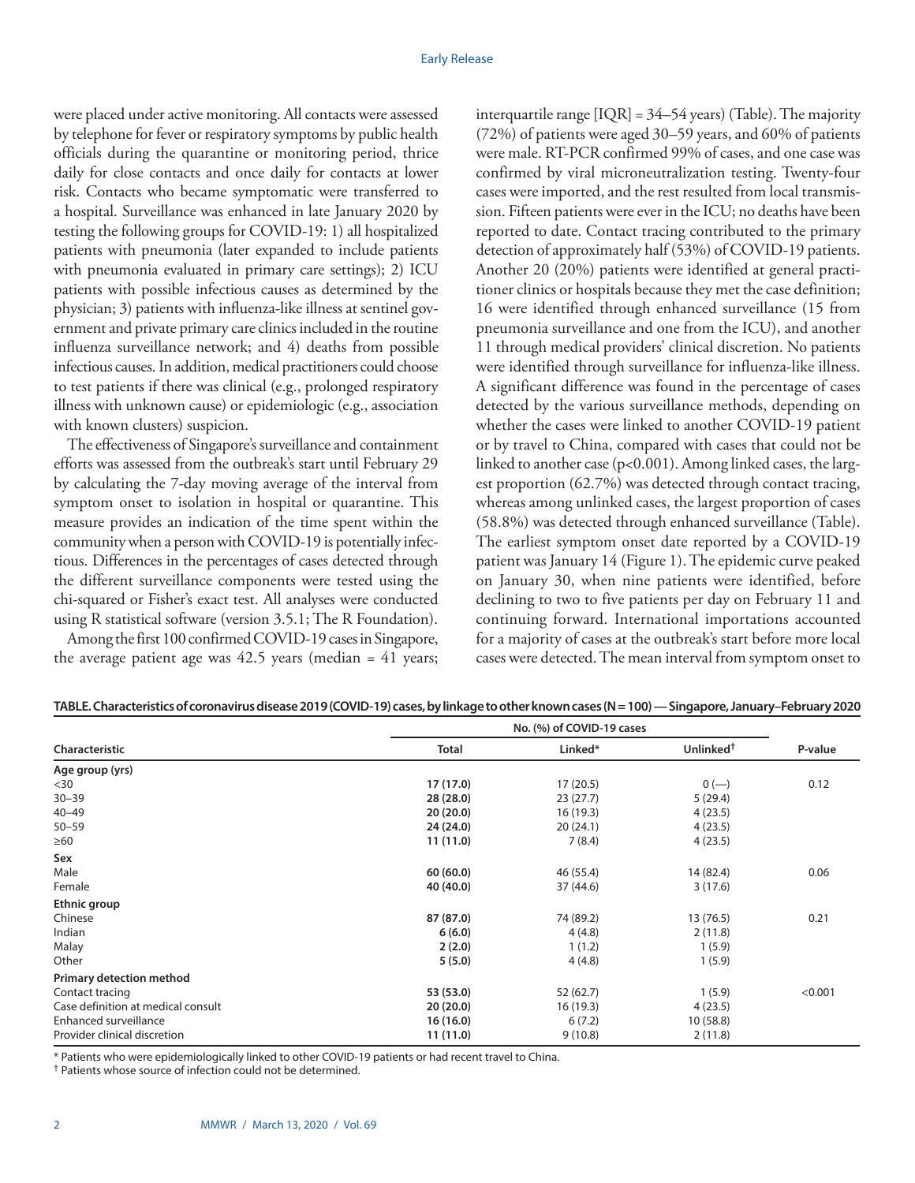were placed under active monitoring. All contacts were assessed by telephone for fever or respiratory symptoms by public health officials during the quarantine or monitoring period, thrice daily for close contacts and once daily for contacts at lower risk. Contacts who became symptomatic were transferred to a hospital. Surveillance was enhanced in late January 2020 by testing the following groups for COVID-19: 1) all hospitalized patients with pneumonia (later expanded to include patients with pneumonia evaluated in primary care settings); 2) ICU patients with possible infectious causes as determined by the physician; 3) patients with influenza-like illness at sentinel government and private primary care clinics included in the routine influenza surveillance network; and 4) deaths from possible infectious causes. In addition, medical practitioners could choose to test patients if there was clinical (e.g., prolonged respiratory illness with unknown cause) or epidemiologic (e.g., association with known clusters) suspicion.

The effectiveness of Singapore's surveillance and containment efforts was assessed from the outbreak's start until February 29 by calculating the 7-day moving average of the interval from symptom onset to isolation in hospital or quarantine. This measure provides an indication of the time spent within the community when a person with COVID-19 is potentially infectious. Differences in the percentages of cases detected through the different surveillance components were tested using the chi-squared or Fisher's exact test. All analyses were conducted using R statistical software (version 3.5.1; The R Foundation).

Among the first 100 confirmed COVID-19 cases in Singapore, the average patient age was 42.5 years (median = 41 years; interquartile range [IQR] = 34–54 years) (Table). The majority (72%) of patients were aged 30–59 years, and 60% of patients were male. RT-PCR confirmed 99% of cases, and one case was confirmed by viral microneutralization testing. Twenty-four cases were imported, and the rest resulted from local transmission. Fifteen patients were ever in the ICU; no deaths have been reported to date. Contact tracing contributed to the primary detection of approximately half (53%) of COVID-19 patients. Another 20 (20%) patients were identified at general practitioner clinics or hospitals because they met the case definition; 16 were identified through enhanced surveillance (15 from pneumonia surveillance and one from the ICU), and another 11 through medical providers' clinical discretion. No patients were identified through surveillance for influenza-like illness. A significant difference was found in the percentage of cases detected by the various surveillance methods, depending on whether the cases were linked to another COVID-19 patient or by travel to China, compared with cases that could not be linked to another case ($p<0.001$). Among linked cases, the largest proportion (62.7%) was detected through contact tracing, whereas among unlinked cases, the largest proportion of cases (58.8%) was detected through enhanced surveillance (Table). The earliest symptom onset date reported by a COVID-19 patient was January 14 (Figure 1). The epidemic curve peaked on January 30, when nine patients were identified, before declining to two to five patients per day on February 11 and continuing forward. International importations accounted for a majority of cases at the outbreak's start before more local cases were detected. The mean interval from symptom onset to

**TABLE. Characteristics of coronavirus disease 2019 (COVID-19) cases, by linkage to other known cases (N = 100) — Singapore, January–February 2020**

| Characteristic | No. (%) of COVID-19 cases | | | P-value |
|---|---|---|---|---|
| | **Total** | **Linked*** | **Unlinked†** | |
| **Age group (yrs)** | | | | |
| <30 | **17 (17.0)** | 17 (20.5) | 0 (—) | 0.12 |
| 30–39 | **28 (28.0)** | 23 (27.7) | 5 (29.4) | |
| 40–49 | **20 (20.0)** | 16 (19.3) | 4 (23.5) | |
| 50–59 | **24 (24.0)** | 20 (24.1) | 4 (23.5) | |
| ≥60 | **11 (11.0)** | 7 (8.4) | 4 (23.5) | |
| **Sex** | | | | |
| Male | **60 (60.0)** | 46 (55.4) | 14 (82.4) | 0.06 |
| Female | **40 (40.0)** | 37 (44.6) | 3 (17.6) | |
| **Ethnic group** | | | | |
| Chinese | **87 (87.0)** | 74 (89.2) | 13 (76.5) | 0.21 |
| Indian | **6 (6.0)** | 4 (4.8) | 2 (11.8) | |
| Malay | **2 (2.0)** | 1 (1.2) | 1 (5.9) | |
| Other | **5 (5.0)** | 4 (4.8) | 1 (5.9) | |
| **Primary detection method** | | | | |
| Contact tracing | **53 (53.0)** | 52 (62.7) | 1 (5.9) | <0.001 |
| Case definition at medical consult | **20 (20.0)** | 16 (19.3) | 4 (23.5) | |
| Enhanced surveillance | **16 (16.0)** | 6 (7.2) | 10 (58.8) | |
| Provider clinical discretion | **11 (11.0)** | 9 (10.8) | 2 (11.8) | |

\* Patients who were epidemiologically linked to other COVID-19 patients or had recent travel to China.
† Patients whose source of infection could not be determined.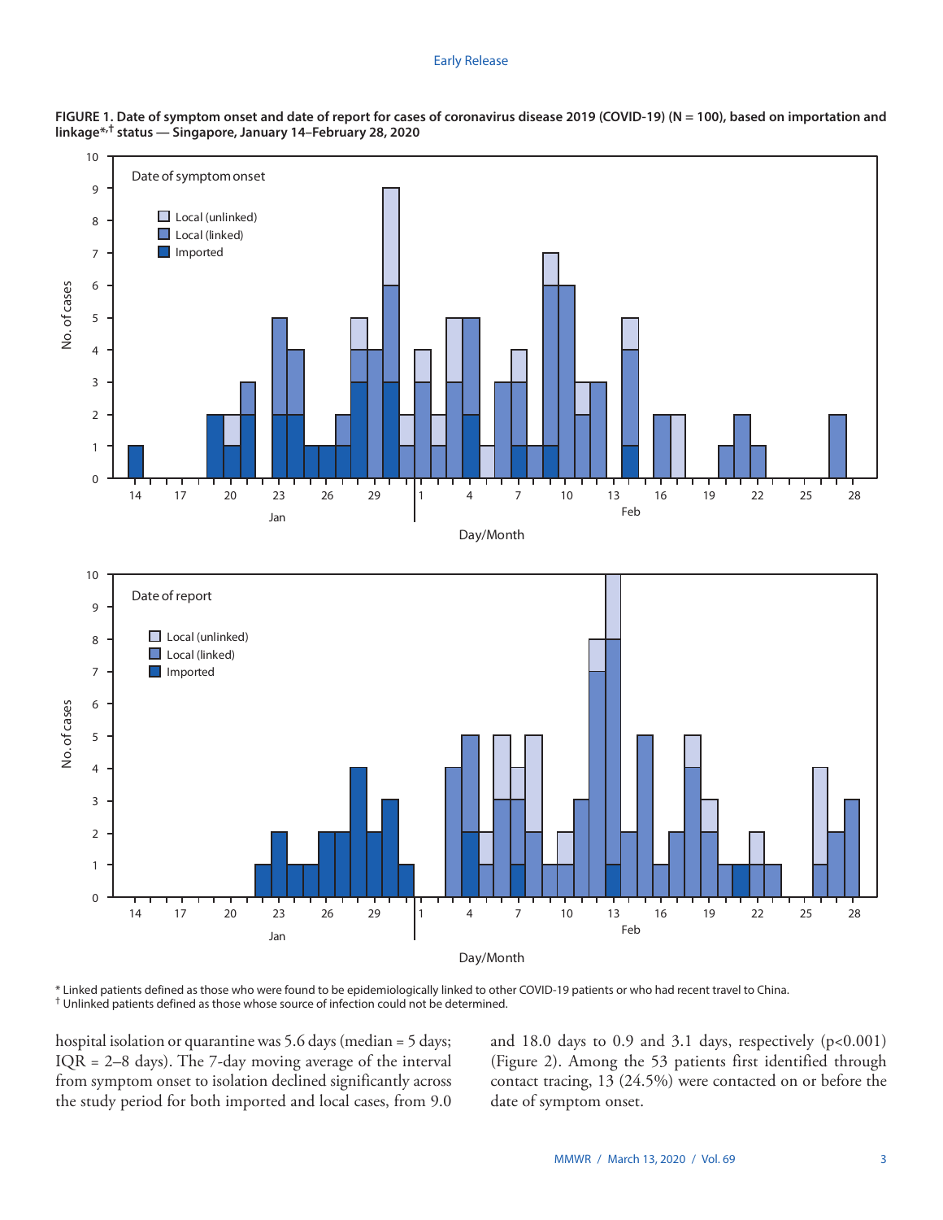**FIGURE 1. Date of symptom onset and date of report for cases of coronavirus disease 2019 (COVID-19) (N = 100), based on importation and linkage*,† status — Singapore, January 14–February 28, 2020**

\* Linked patients defined as those who were found to be epidemiologically linked to other COVID-19 patients or who had recent travel to China.
† Unlinked patients defined as those whose source of infection could not be determined.

hospital isolation or quarantine was 5.6 days (median = 5 days; IQR = 2–8 days). The 7-day moving average of the interval from symptom onset to isolation declined significantly across the study period for both imported and local cases, from 9.0 and 18.0 days to 0.9 and 3.1 days, respectively ($p<0.001$) (Figure 2). Among the 53 patients first identified through contact tracing, 13 (24.5%) were contacted on or before the date of symptom onset.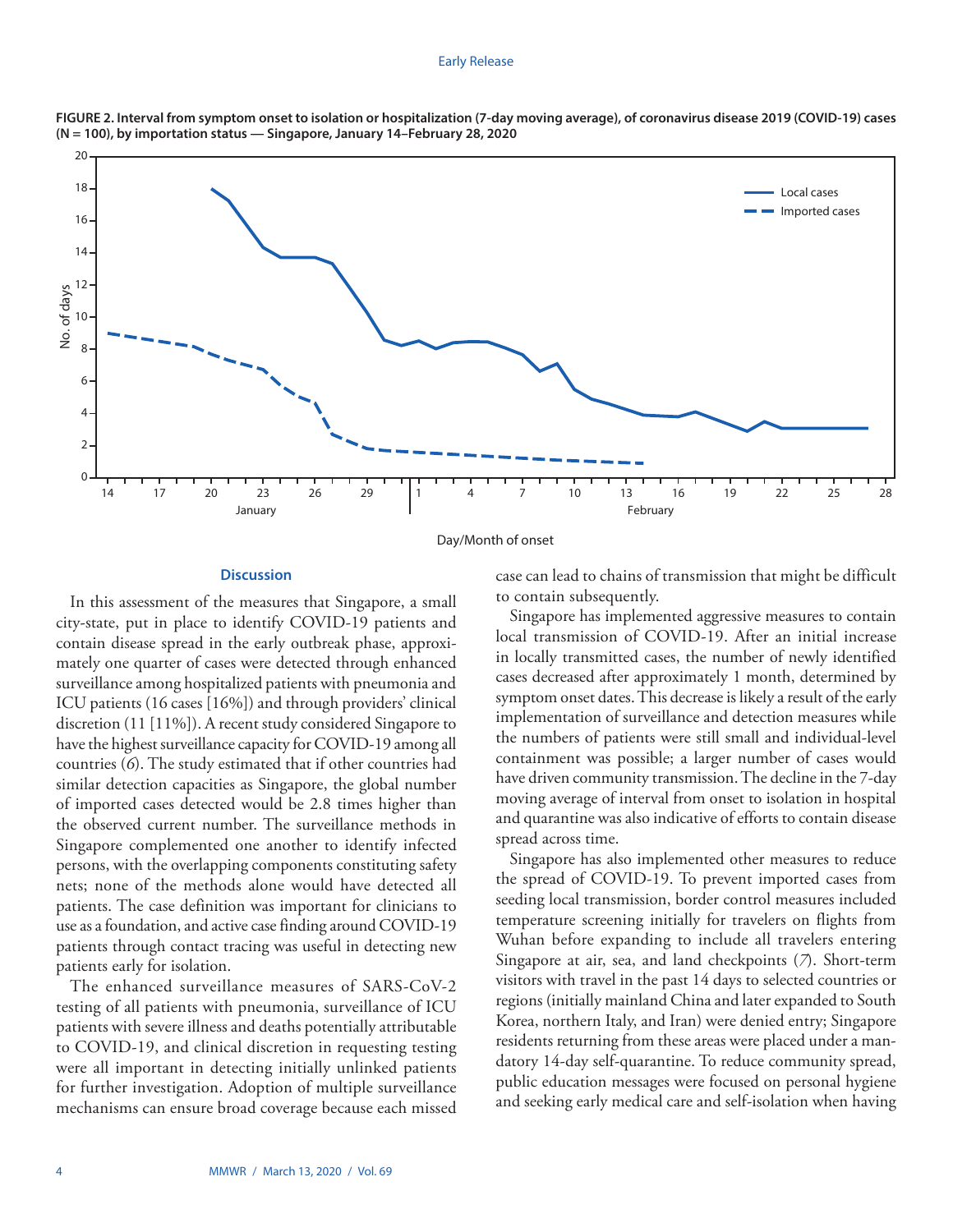**FIGURE 2. Interval from symptom onset to isolation or hospitalization (7-day moving average), of coronavirus disease 2019 (COVID-19) cases (N = 100), by importation status — Singapore, January 14–February 28, 2020**

## Discussion

In this assessment of the measures that Singapore, a small city-state, put in place to identify COVID-19 patients and contain disease spread in the early outbreak phase, approximately one quarter of cases were detected through enhanced surveillance among hospitalized patients with pneumonia and ICU patients (16 cases [16%]) and through providers' clinical discretion (11 [11%]). A recent study considered Singapore to have the highest surveillance capacity for COVID-19 among all countries (*6*). The study estimated that if other countries had similar detection capacities as Singapore, the global number of imported cases detected would be 2.8 times higher than the observed current number. The surveillance methods in Singapore complemented one another to identify infected persons, with the overlapping components constituting safety nets; none of the methods alone would have detected all patients. The case definition was important for clinicians to use as a foundation, and active case finding around COVID-19 patients through contact tracing was useful in detecting new patients early for isolation.

The enhanced surveillance measures of SARS-CoV-2 testing of all patients with pneumonia, surveillance of ICU patients with severe illness and deaths potentially attributable to COVID-19, and clinical discretion in requesting testing were all important in detecting initially unlinked patients for further investigation. Adoption of multiple surveillance mechanisms can ensure broad coverage because each missed case can lead to chains of transmission that might be difficult to contain subsequently.

Singapore has implemented aggressive measures to contain local transmission of COVID-19. After an initial increase in locally transmitted cases, the number of newly identified cases decreased after approximately 1 month, determined by symptom onset dates. This decrease is likely a result of the early implementation of surveillance and detection measures while the numbers of patients were still small and individual-level containment was possible; a larger number of cases would have driven community transmission. The decline in the 7-day moving average of interval from onset to isolation in hospital and quarantine was also indicative of efforts to contain disease spread across time.

Singapore has also implemented other measures to reduce the spread of COVID-19. To prevent imported cases from seeding local transmission, border control measures included temperature screening initially for travelers on flights from Wuhan before expanding to include all travelers entering Singapore at air, sea, and land checkpoints (*7*). Short-term visitors with travel in the past 14 days to selected countries or regions (initially mainland China and later expanded to South Korea, northern Italy, and Iran) were denied entry; Singapore residents returning from these areas were placed under a mandatory 14-day self-quarantine. To reduce community spread, public education messages were focused on personal hygiene and seeking early medical care and self-isolation when having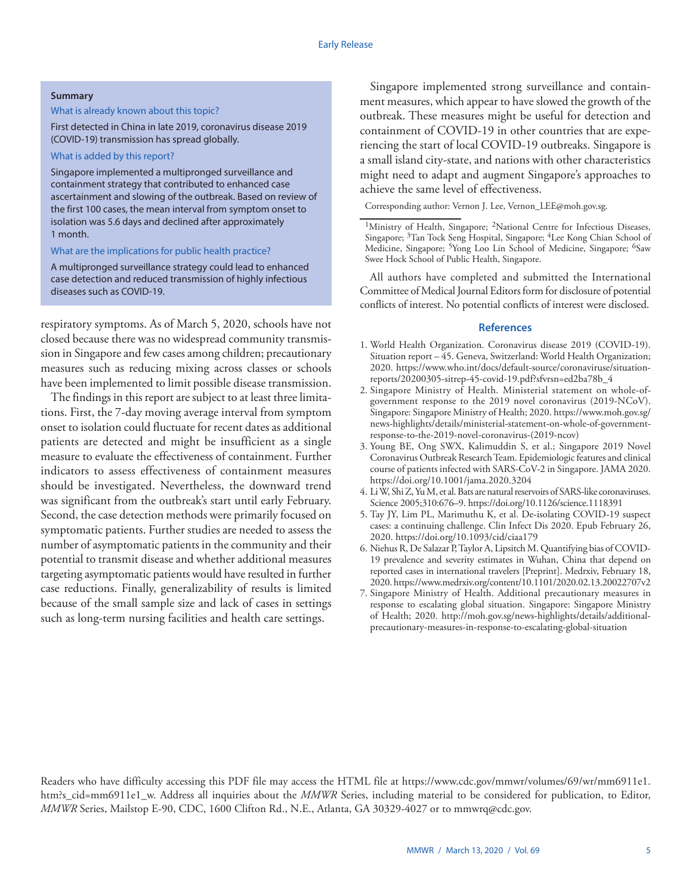**Summary**

What is already known about this topic?

First detected in China in late 2019, coronavirus disease 2019 (COVID-19) transmission has spread globally.

What is added by this report?

Singapore implemented a multipronged surveillance and containment strategy that contributed to enhanced case ascertainment and slowing of the outbreak. Based on review of the first 100 cases, the mean interval from symptom onset to isolation was 5.6 days and declined after approximately 1 month.

What are the implications for public health practice?

A multipronged surveillance strategy could lead to enhanced case detection and reduced transmission of highly infectious diseases such as COVID-19.

respiratory symptoms. As of March 5, 2020, schools have not closed because there was no widespread community transmission in Singapore and few cases among children; precautionary measures such as reducing mixing across classes or schools have been implemented to limit possible disease transmission.

The findings in this report are subject to at least three limitations. First, the 7-day moving average interval from symptom onset to isolation could fluctuate for recent dates as additional patients are detected and might be insufficient as a single measure to evaluate the effectiveness of containment. Further indicators to assess effectiveness of containment measures should be investigated. Nevertheless, the downward trend was significant from the outbreak's start until early February. Second, the case detection methods were primarily focused on symptomatic patients. Further studies are needed to assess the number of asymptomatic patients in the community and their potential to transmit disease and whether additional measures targeting asymptomatic patients would have resulted in further case reductions. Finally, generalizability of results is limited because of the small sample size and lack of cases in settings such as long-term nursing facilities and health care settings.

Singapore implemented strong surveillance and containment measures, which appear to have slowed the growth of the outbreak. These measures might be useful for detection and containment of COVID-19 in other countries that are experiencing the start of local COVID-19 outbreaks. Singapore is a small island city-state, and nations with other characteristics might need to adapt and augment Singapore's approaches to achieve the same level of effectiveness.

Corresponding author: Vernon J. Lee, Vernon_LEE@moh.gov.sg.

[1]Ministry of Health, Singapore; [2]National Centre for Infectious Diseases, Singapore; [3]Tan Tock Seng Hospital, Singapore; [4]Lee Kong Chian School of Medicine, Singapore; [5]Yong Loo Lin School of Medicine, Singapore; [6]Saw Swee Hock School of Public Health, Singapore.

All authors have completed and submitted the International Committee of Medical Journal Editors form for disclosure of potential conflicts of interest. No potential conflicts of interest were disclosed.

## References

1. World Health Organization. Coronavirus disease 2019 (COVID-19). Situation report – 45. Geneva, Switzerland: World Health Organization; 2020. https://www.who.int/docs/default-source/coronaviruse/situation-reports/20200305-sitrep-45-covid-19.pdf?sfvrsn=ed2ba78b_4
2. Singapore Ministry of Health. Ministerial statement on whole-of-government response to the 2019 novel coronavirus (2019-NCoV). Singapore: Singapore Ministry of Health; 2020. https://www.moh.gov.sg/news-highlights/details/ministerial-statement-on-whole-of-government-response-to-the-2019-novel-coronavirus-(2019-ncov)
3. Young BE, Ong SWX, Kalimuddin S, et al.; Singapore 2019 Novel Coronavirus Outbreak Research Team. Epidemiologic features and clinical course of patients infected with SARS-CoV-2 in Singapore. JAMA 2020. https://doi.org/10.1001/jama.2020.3204
4. Li W, Shi Z, Yu M, et al. Bats are natural reservoirs of SARS-like coronaviruses. Science 2005;310:676–9. https://doi.org/10.1126/science.1118391
5. Tay JY, Lim PL, Marimuthu K, et al. De-isolating COVID-19 suspect cases: a continuing challenge. Clin Infect Dis 2020. Epub February 26, 2020. https://doi.org/10.1093/cid/ciaa179
6. Niehus R, De Salazar P, Taylor A, Lipsitch M. Quantifying bias of COVID-19 prevalence and severity estimates in Wuhan, China that depend on reported cases in international travelers [Preprint]. Medrxiv, February 18, 2020. https://www.medrxiv.org/content/10.1101/2020.02.13.20022707v2
7. Singapore Ministry of Health. Additional precautionary measures in response to escalating global situation. Singapore: Singapore Ministry of Health; 2020. http://moh.gov.sg/news-highlights/details/additional-precautionary-measures-in-response-to-escalating-global-situation

Readers who have difficulty accessing this PDF file may access the HTML file at https://www.cdc.gov/mmwr/volumes/69/wr/mm6911e1.htm?s_cid=mm6911e1_w. Address all inquiries about the *MMWR* Series, including material to be considered for publication, to Editor, *MMWR* Series, Mailstop E-90, CDC, 1600 Clifton Rd., N.E., Atlanta, GA 30329-4027 or to mmwrq@cdc.gov.